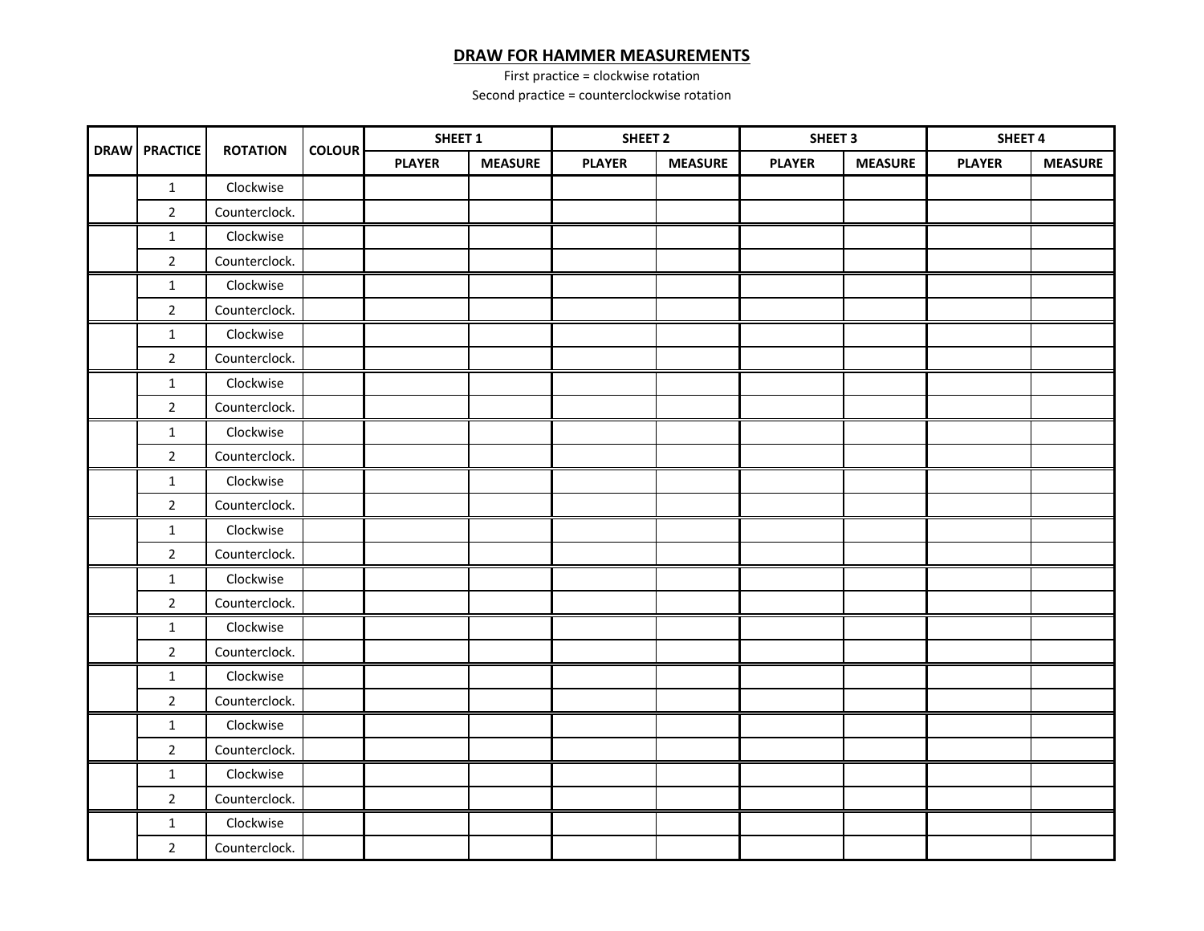## DRAW FOR HAMMER MEASUREMENTS

First practice = clockwise rotation

Second practice = counterclockwise rotation

| DRAW | PRACTICE | ROTATION | COLOUR | SHEET 1 | | SHEET 2 | | SHEET 3 | | SHEET 4 | |
|---|---|---|---|---|---|---|---|---|---|---|---|
| | | | | PLAYER | MEASURE | PLAYER | MEASURE | PLAYER | MEASURE | PLAYER | MEASURE |
| | 1 | Clockwise | | | | | | | | | |
| | 2 | Counterclock. | | | | | | | | | |
| | 1 | Clockwise | | | | | | | | | |
| | 2 | Counterclock. | | | | | | | | | |
| | 1 | Clockwise | | | | | | | | | |
| | 2 | Counterclock. | | | | | | | | | |
| | 1 | Clockwise | | | | | | | | | |
| | 2 | Counterclock. | | | | | | | | | |
| | 1 | Clockwise | | | | | | | | | |
| | 2 | Counterclock. | | | | | | | | | |
| | 1 | Clockwise | | | | | | | | | |
| | 2 | Counterclock. | | | | | | | | | |
| | 1 | Clockwise | | | | | | | | | |
| | 2 | Counterclock. | | | | | | | | | |
| | 1 | Clockwise | | | | | | | | | |
| | 2 | Counterclock. | | | | | | | | | |
| | 1 | Clockwise | | | | | | | | | |
| | 2 | Counterclock. | | | | | | | | | |
| | 1 | Clockwise | | | | | | | | | |
| | 2 | Counterclock. | | | | | | | | | |
| | 1 | Clockwise | | | | | | | | | |
| | 2 | Counterclock. | | | | | | | | | |
| | 1 | Clockwise | | | | | | | | | |
| | 2 | Counterclock. | | | | | | | | | |
| | 1 | Clockwise | | | | | | | | | |
| | 2 | Counterclock. | | | | | | | | | |
| | 1 | Clockwise | | | | | | | | | |
| | 2 | Counterclock. | | | | | | | | | |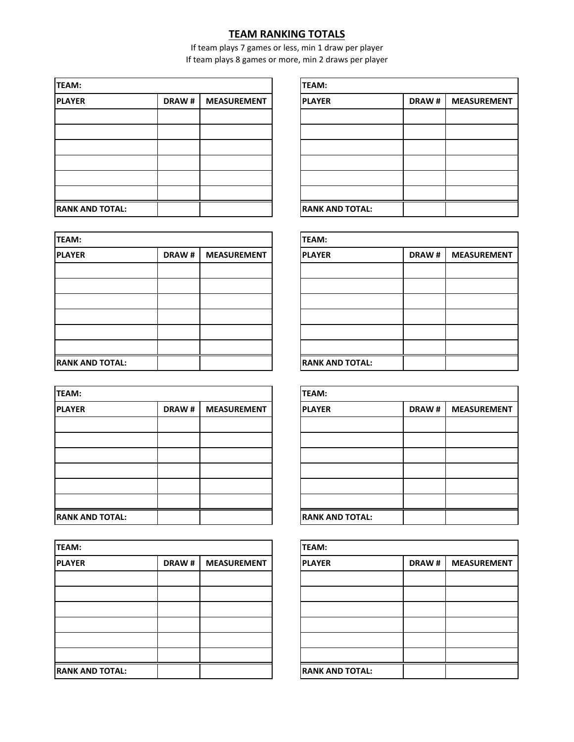## TEAM RANKING TOTALS

If team plays 7 games or less, min 1 draw per player
If team plays 8 games or more, min 2 draws per player

| TEAM: | | |
|---|---|---|
| PLAYER | DRAW # | MEASUREMENT |
| | | |
| | | |
| | | |
| | | |
| | | |
| | | |
| RANK AND TOTAL: | | |

| TEAM: | | |
|---|---|---|
| PLAYER | DRAW # | MEASUREMENT |
| | | |
| | | |
| | | |
| | | |
| | | |
| | | |
| RANK AND TOTAL: | | |

| TEAM: | | |
|---|---|---|
| PLAYER | DRAW # | MEASUREMENT |
| | | |
| | | |
| | | |
| | | |
| | | |
| | | |
| RANK AND TOTAL: | | |

| TEAM: | | |
|---|---|---|
| PLAYER | DRAW # | MEASUREMENT |
| | | |
| | | |
| | | |
| | | |
| | | |
| | | |
| RANK AND TOTAL: | | |

| TEAM: | | |
|---|---|---|
| PLAYER | DRAW # | MEASUREMENT |
| | | |
| | | |
| | | |
| | | |
| | | |
| | | |
| RANK AND TOTAL: | | |

| TEAM: | | |
|---|---|---|
| PLAYER | DRAW # | MEASUREMENT |
| | | |
| | | |
| | | |
| | | |
| | | |
| | | |
| RANK AND TOTAL: | | |

| TEAM: | | |
|---|---|---|
| PLAYER | DRAW # | MEASUREMENT |
| | | |
| | | |
| | | |
| | | |
| | | |
| | | |
| RANK AND TOTAL: | | |

| TEAM: | | |
|---|---|---|
| PLAYER | DRAW # | MEASUREMENT |
| | | |
| | | |
| | | |
| | | |
| | | |
| | | |
| RANK AND TOTAL: | | |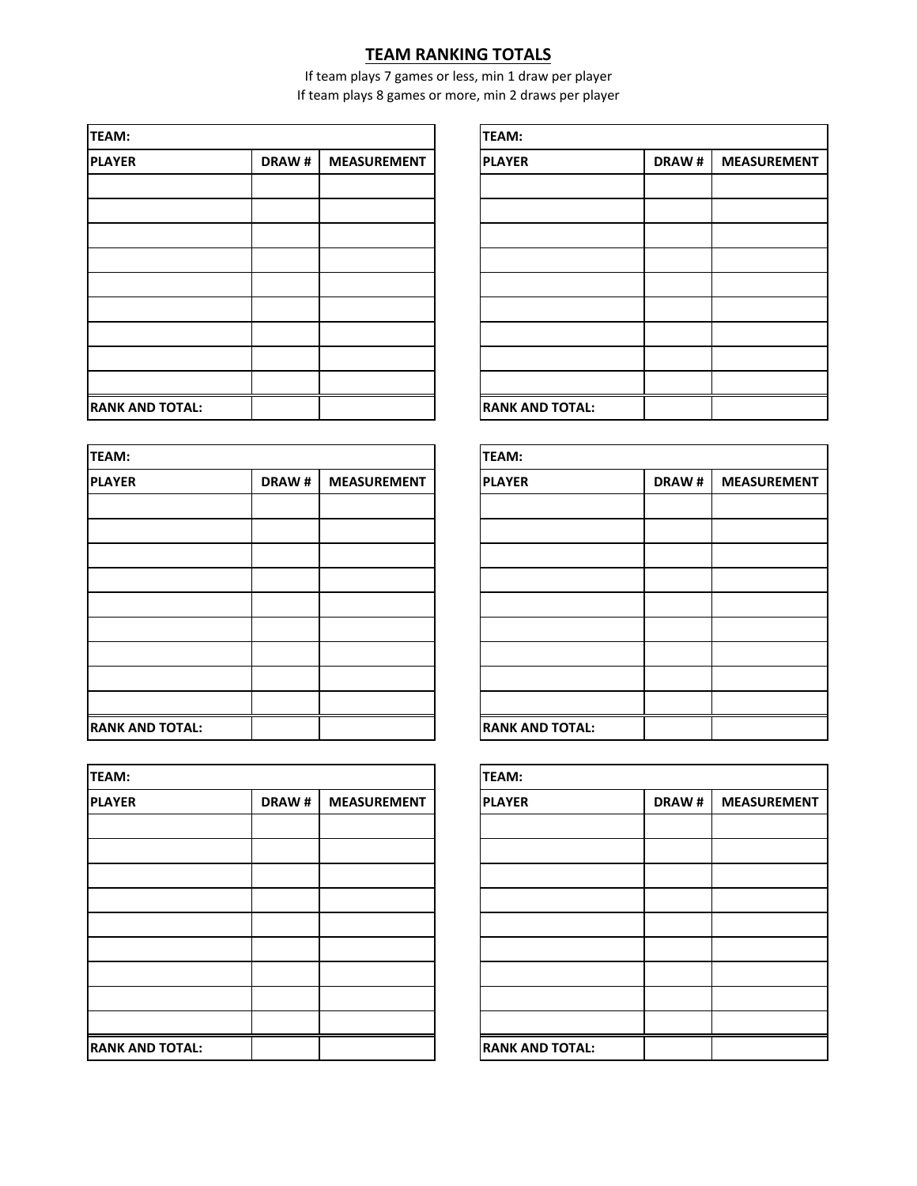## TEAM RANKING TOTALS

If team plays 7 games or less, min 1 draw per player
If team plays 8 games or more, min 2 draws per player

| TEAM: | | |
|---|---|---|
| **PLAYER** | **DRAW #** | **MEASUREMENT** |
| | | |
| | | |
| | | |
| | | |
| | | |
| | | |
| | | |
| | | |
| | | |
| **RANK AND TOTAL:** | | |

| TEAM: | | |
|---|---|---|
| **PLAYER** | **DRAW #** | **MEASUREMENT** |
| | | |
| | | |
| | | |
| | | |
| | | |
| | | |
| | | |
| | | |
| | | |
| **RANK AND TOTAL:** | | |

| TEAM: | | |
|---|---|---|
| **PLAYER** | **DRAW #** | **MEASUREMENT** |
| | | |
| | | |
| | | |
| | | |
| | | |
| | | |
| | | |
| | | |
| | | |
| **RANK AND TOTAL:** | | |

| TEAM: | | |
|---|---|---|
| **PLAYER** | **DRAW #** | **MEASUREMENT** |
| | | |
| | | |
| | | |
| | | |
| | | |
| | | |
| | | |
| | | |
| | | |
| **RANK AND TOTAL:** | | |

| TEAM: | | |
|---|---|---|
| **PLAYER** | **DRAW #** | **MEASUREMENT** |
| | | |
| | | |
| | | |
| | | |
| | | |
| | | |
| | | |
| | | |
| | | |
| **RANK AND TOTAL:** | | |

| TEAM: | | |
|---|---|---|
| **PLAYER** | **DRAW #** | **MEASUREMENT** |
| | | |
| | | |
| | | |
| | | |
| | | |
| | | |
| | | |
| | | |
| | | |
| **RANK AND TOTAL:** | | |